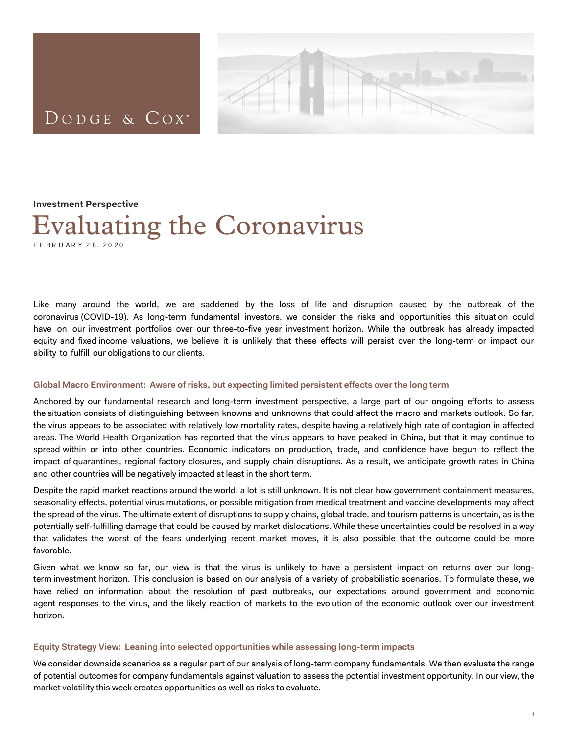DODGE & COX®

**Investment Perspective**

# Evaluating the Coronavirus

FEBRUARY 28, 2020

Like many around the world, we are saddened by the loss of life and disruption caused by the outbreak of the coronavirus (COVID-19). As long-term fundamental investors, we consider the risks and opportunities this situation could have on our investment portfolios over our three-to-five year investment horizon. While the outbreak has already impacted equity and fixed income valuations, we believe it is unlikely that these effects will persist over the long-term or impact our ability to fulfill our obligations to our clients.

## Global Macro Environment: Aware of risks, but expecting limited persistent effects over the long term

Anchored by our fundamental research and long-term investment perspective, a large part of our ongoing efforts to assess the situation consists of distinguishing between knowns and unknowns that could affect the macro and markets outlook. So far, the virus appears to be associated with relatively low mortality rates, despite having a relatively high rate of contagion in affected areas. The World Health Organization has reported that the virus appears to have peaked in China, but that it may continue to spread within or into other countries. Economic indicators on production, trade, and confidence have begun to reflect the impact of quarantines, regional factory closures, and supply chain disruptions. As a result, we anticipate growth rates in China and other countries will be negatively impacted at least in the short term.

Despite the rapid market reactions around the world, a lot is still unknown. It is not clear how government containment measures, seasonality effects, potential virus mutations, or possible mitigation from medical treatment and vaccine developments may affect the spread of the virus. The ultimate extent of disruptions to supply chains, global trade, and tourism patterns is uncertain, as is the potentially self-fulfilling damage that could be caused by market dislocations. While these uncertainties could be resolved in a way that validates the worst of the fears underlying recent market moves, it is also possible that the outcome could be more favorable.

Given what we know so far, our view is that the virus is unlikely to have a persistent impact on returns over our long-term investment horizon. This conclusion is based on our analysis of a variety of probabilistic scenarios. To formulate these, we have relied on information about the resolution of past outbreaks, our expectations around government and economic agent responses to the virus, and the likely reaction of markets to the evolution of the economic outlook over our investment horizon.

## Equity Strategy View: Leaning into selected opportunities while assessing long-term impacts

We consider downside scenarios as a regular part of our analysis of long-term company fundamentals. We then evaluate the range of potential outcomes for company fundamentals against valuation to assess the potential investment opportunity. In our view, the market volatility this week creates opportunities as well as risks to evaluate.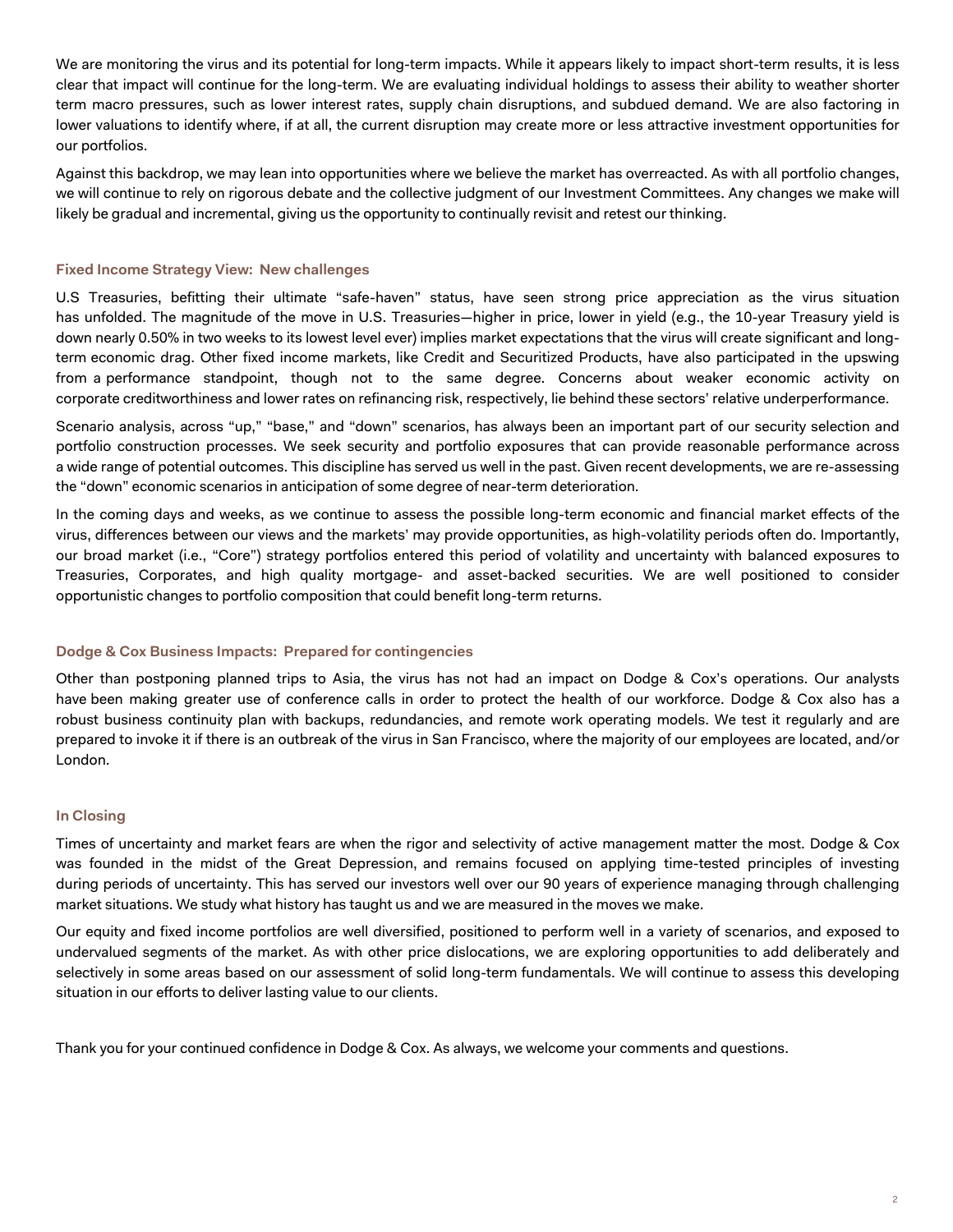We are monitoring the virus and its potential for long-term impacts. While it appears likely to impact short-term results, it is less clear that impact will continue for the long-term. We are evaluating individual holdings to assess their ability to weather shorter term macro pressures, such as lower interest rates, supply chain disruptions, and subdued demand. We are also factoring in lower valuations to identify where, if at all, the current disruption may create more or less attractive investment opportunities for our portfolios.

Against this backdrop, we may lean into opportunities where we believe the market has overreacted. As with all portfolio changes, we will continue to rely on rigorous debate and the collective judgment of our Investment Committees. Any changes we make will likely be gradual and incremental, giving us the opportunity to continually revisit and retest our thinking.

### Fixed Income Strategy View: New challenges

U.S Treasuries, befitting their ultimate "safe-haven" status, have seen strong price appreciation as the virus situation has unfolded. The magnitude of the move in U.S. Treasuries—higher in price, lower in yield (e.g., the 10-year Treasury yield is down nearly 0.50% in two weeks to its lowest level ever) implies market expectations that the virus will create significant and long-term economic drag. Other fixed income markets, like Credit and Securitized Products, have also participated in the upswing from a performance standpoint, though not to the same degree. Concerns about weaker economic activity on corporate creditworthiness and lower rates on refinancing risk, respectively, lie behind these sectors' relative underperformance.

Scenario analysis, across "up," "base," and "down" scenarios, has always been an important part of our security selection and portfolio construction processes. We seek security and portfolio exposures that can provide reasonable performance across a wide range of potential outcomes. This discipline has served us well in the past. Given recent developments, we are re-assessing the "down" economic scenarios in anticipation of some degree of near-term deterioration.

In the coming days and weeks, as we continue to assess the possible long-term economic and financial market effects of the virus, differences between our views and the markets' may provide opportunities, as high-volatility periods often do. Importantly, our broad market (i.e., "Core") strategy portfolios entered this period of volatility and uncertainty with balanced exposures to Treasuries, Corporates, and high quality mortgage- and asset-backed securities. We are well positioned to consider opportunistic changes to portfolio composition that could benefit long-term returns.

### Dodge & Cox Business Impacts: Prepared for contingencies

Other than postponing planned trips to Asia, the virus has not had an impact on Dodge & Cox's operations. Our analysts have been making greater use of conference calls in order to protect the health of our workforce. Dodge & Cox also has a robust business continuity plan with backups, redundancies, and remote work operating models. We test it regularly and are prepared to invoke it if there is an outbreak of the virus in San Francisco, where the majority of our employees are located, and/or London.

### In Closing

Times of uncertainty and market fears are when the rigor and selectivity of active management matter the most. Dodge & Cox was founded in the midst of the Great Depression, and remains focused on applying time-tested principles of investing during periods of uncertainty. This has served our investors well over our 90 years of experience managing through challenging market situations. We study what history has taught us and we are measured in the moves we make.

Our equity and fixed income portfolios are well diversified, positioned to perform well in a variety of scenarios, and exposed to undervalued segments of the market. As with other price dislocations, we are exploring opportunities to add deliberately and selectively in some areas based on our assessment of solid long-term fundamentals. We will continue to assess this developing situation in our efforts to deliver lasting value to our clients.

Thank you for your continued confidence in Dodge & Cox. As always, we welcome your comments and questions.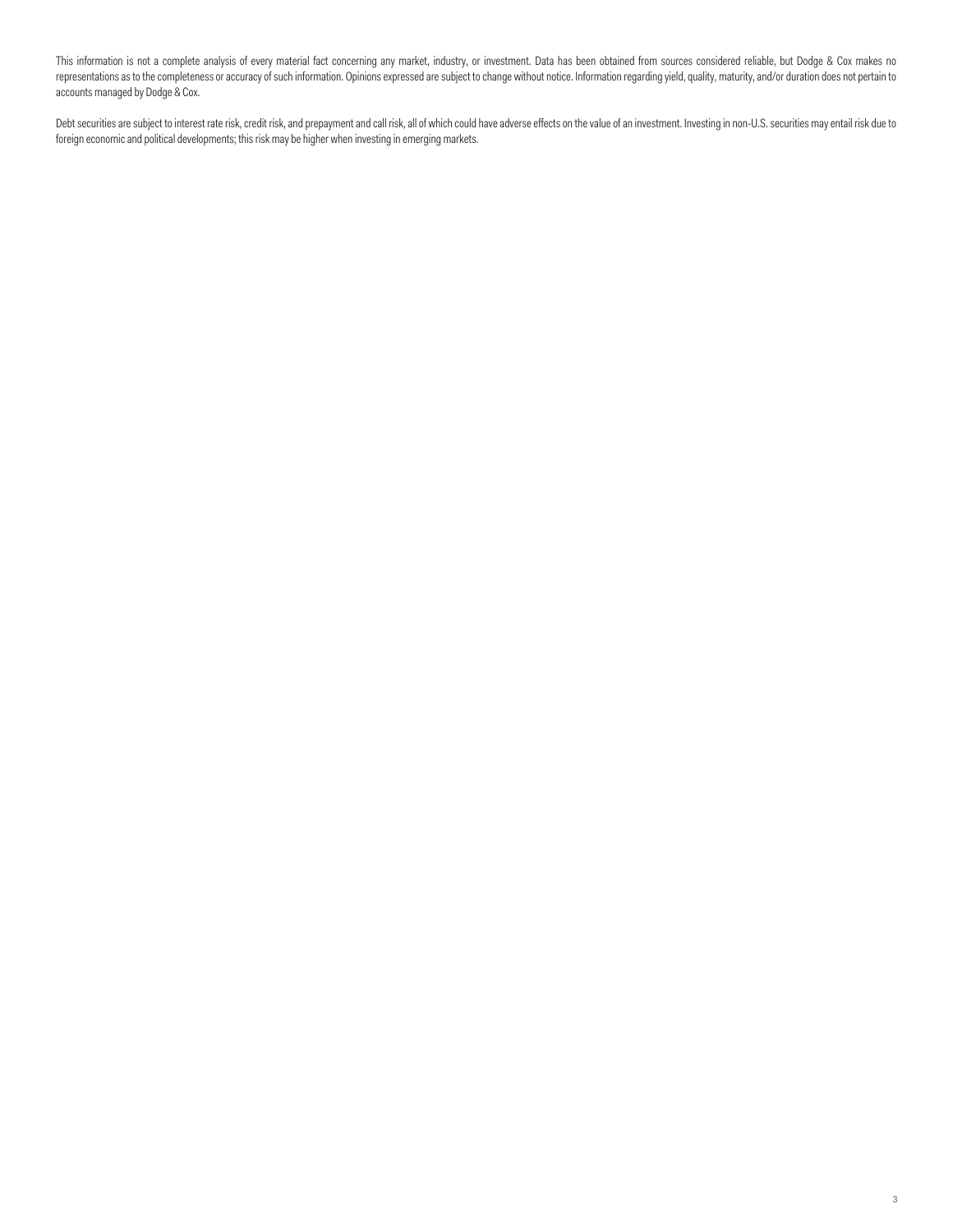This information is not a complete analysis of every material fact concerning any market, industry, or investment. Data has been obtained from sources considered reliable, but Dodge & Cox makes no representations as to the completeness or accuracy of such information. Opinions expressed are subject to change without notice. Information regarding yield, quality, maturity, and/or duration does not pertain to accounts managed by Dodge & Cox.

Debt securities are subject to interest rate risk, credit risk, and prepayment and call risk, all of which could have adverse effects on the value of an investment. Investing in non-U.S. securities may entail risk due to foreign economic and political developments; this risk may be higher when investing in emerging markets.